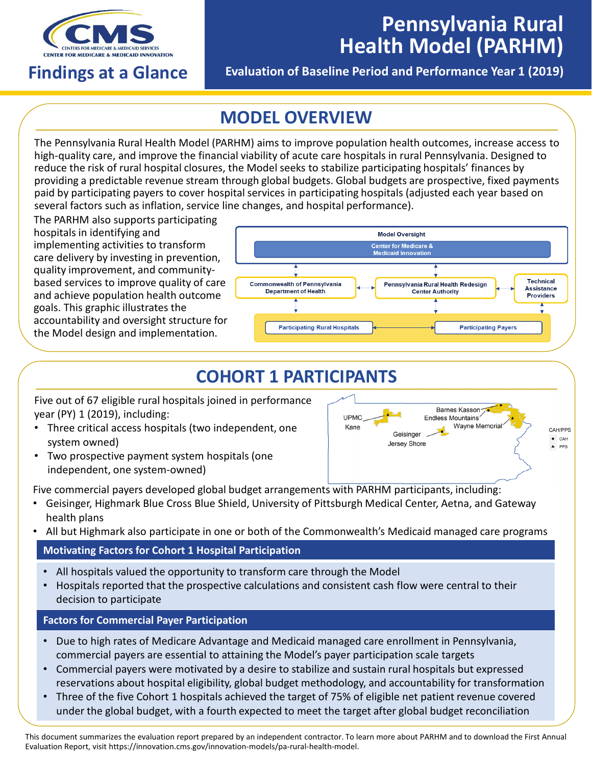# Pennsylvania Rural Health Model (PARHM)

## Findings at a Glance

**Evaluation of Baseline Period and Performance Year 1 (2019)**

## MODEL OVERVIEW

The Pennsylvania Rural Health Model (PARHM) aims to improve population health outcomes, increase access to high-quality care, and improve the financial viability of acute care hospitals in rural Pennsylvania. Designed to reduce the risk of rural hospital closures, the Model seeks to stabilize participating hospitals' finances by providing a predictable revenue stream through global budgets. Global budgets are prospective, fixed payments paid by participating payers to cover hospital services in participating hospitals (adjusted each year based on several factors such as inflation, service line changes, and hospital performance).

The PARHM also supports participating hospitals in identifying and implementing activities to transform care delivery by investing in prevention, quality improvement, and community-based services to improve quality of care and achieve population health outcome goals. This graphic illustrates the accountability and oversight structure for the Model design and implementation.

Model Oversight: Center for Medicare & Medicaid Innovation

Commonwealth of Pennsylvania Department of Health — Pennsylvania Rural Health Redesign Center Authority — Technical Assistance Providers

Participating Rural Hospitals — Participating Payers

## COHORT 1 PARTICIPANTS

Five out of 67 eligible rural hospitals joined in performance year (PY) 1 (2019), including:

- Three critical access hospitals (two independent, one system owned)
- Two prospective payment system hospitals (one independent, one system-owned)

UPMC Kane, Barnes Kasson, Endless Mountains, Wayne Memorial, Geisinger Jersey Shore (CAH/PPS: ● CAH, ▲ PPS)

Five commercial payers developed global budget arrangements with PARHM participants, including:

- Geisinger, Highmark Blue Cross Blue Shield, University of Pittsburgh Medical Center, Aetna, and Gateway health plans
- All but Highmark also participate in one or both of the Commonwealth's Medicaid managed care programs

### Motivating Factors for Cohort 1 Hospital Participation

- All hospitals valued the opportunity to transform care through the Model
- Hospitals reported that the prospective calculations and consistent cash flow were central to their decision to participate

### Factors for Commercial Payer Participation

- Due to high rates of Medicare Advantage and Medicaid managed care enrollment in Pennsylvania, commercial payers are essential to attaining the Model's payer participation scale targets
- Commercial payers were motivated by a desire to stabilize and sustain rural hospitals but expressed reservations about hospital eligibility, global budget methodology, and accountability for transformation
- Three of the five Cohort 1 hospitals achieved the target of 75% of eligible net patient revenue covered under the global budget, with a fourth expected to meet the target after global budget reconciliation

This document summarizes the evaluation report prepared by an independent contractor. To learn more about PARHM and to download the First Annual Evaluation Report, visit https://innovation.cms.gov/innovation-models/pa-rural-health-model.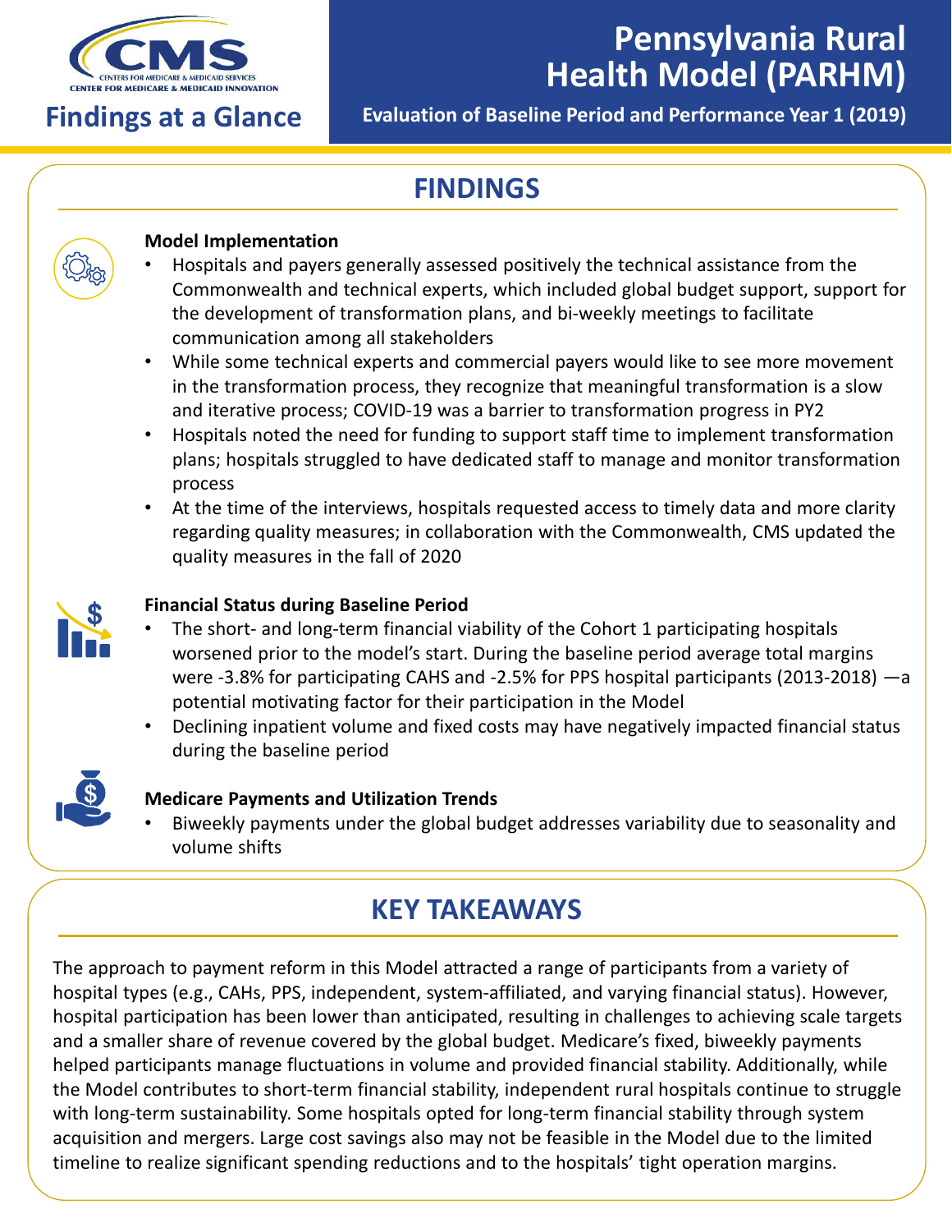# Pennsylvania Rural Health Model (PARHM)

## Findings at a Glance

**Evaluation of Baseline Period and Performance Year 1 (2019)**

## FINDINGS

**Model Implementation**

- Hospitals and payers generally assessed positively the technical assistance from the Commonwealth and technical experts, which included global budget support, support for the development of transformation plans, and bi-weekly meetings to facilitate communication among all stakeholders
- While some technical experts and commercial payers would like to see more movement in the transformation process, they recognize that meaningful transformation is a slow and iterative process; COVID-19 was a barrier to transformation progress in PY2
- Hospitals noted the need for funding to support staff time to implement transformation plans; hospitals struggled to have dedicated staff to manage and monitor transformation process
- At the time of the interviews, hospitals requested access to timely data and more clarity regarding quality measures; in collaboration with the Commonwealth, CMS updated the quality measures in the fall of 2020

**Financial Status during Baseline Period**

- The short- and long-term financial viability of the Cohort 1 participating hospitals worsened prior to the model's start. During the baseline period average total margins were -3.8% for participating CAHS and -2.5% for PPS hospital participants (2013-2018) —a potential motivating factor for their participation in the Model
- Declining inpatient volume and fixed costs may have negatively impacted financial status during the baseline period

**Medicare Payments and Utilization Trends**

- Biweekly payments under the global budget addresses variability due to seasonality and volume shifts

## KEY TAKEAWAYS

The approach to payment reform in this Model attracted a range of participants from a variety of hospital types (e.g., CAHs, PPS, independent, system-affiliated, and varying financial status). However, hospital participation has been lower than anticipated, resulting in challenges to achieving scale targets and a smaller share of revenue covered by the global budget. Medicare's fixed, biweekly payments helped participants manage fluctuations in volume and provided financial stability. Additionally, while the Model contributes to short-term financial stability, independent rural hospitals continue to struggle with long-term sustainability. Some hospitals opted for long-term financial stability through system acquisition and mergers. Large cost savings also may not be feasible in the Model due to the limited timeline to realize significant spending reductions and to the hospitals' tight operation margins.